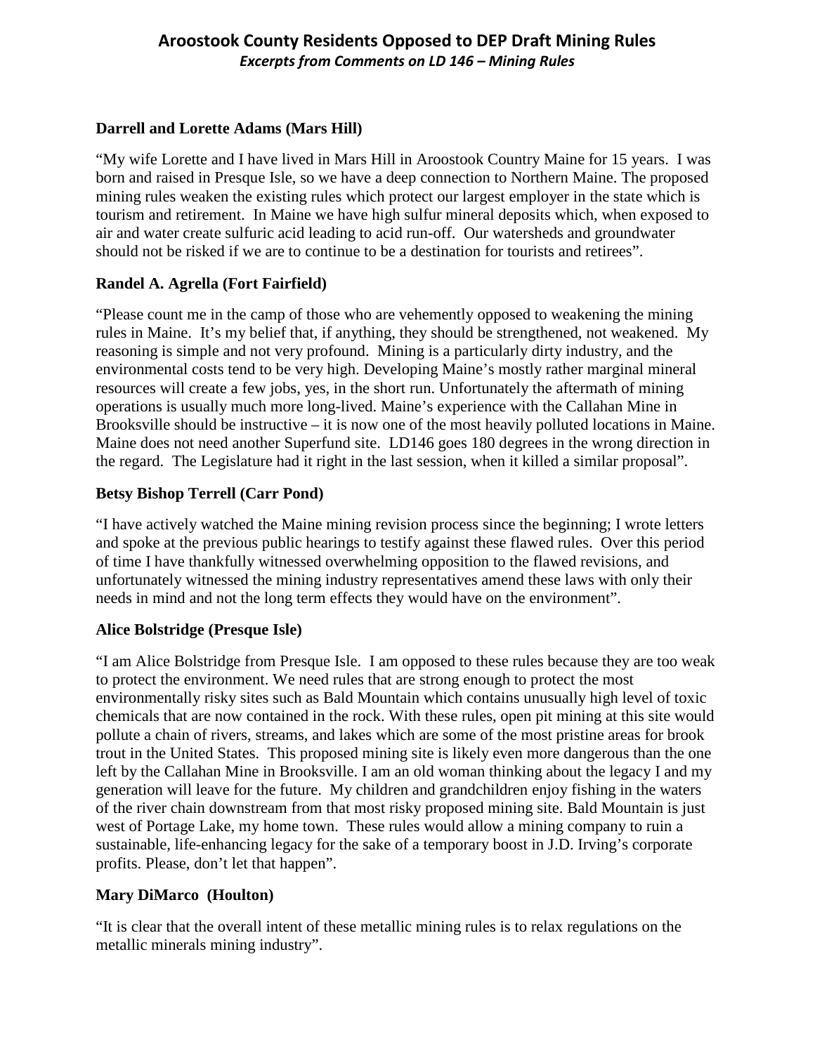# Aroostook County Residents Opposed to DEP Draft Mining Rules

***Excerpts from Comments on LD 146 – Mining Rules***

**Darrell and Lorette Adams (Mars Hill)**

"My wife Lorette and I have lived in Mars Hill in Aroostook Country Maine for 15 years. I was born and raised in Presque Isle, so we have a deep connection to Northern Maine. The proposed mining rules weaken the existing rules which protect our largest employer in the state which is tourism and retirement. In Maine we have high sulfur mineral deposits which, when exposed to air and water create sulfuric acid leading to acid run-off. Our watersheds and groundwater should not be risked if we are to continue to be a destination for tourists and retirees".

**Randel A. Agrella (Fort Fairfield)**

"Please count me in the camp of those who are vehemently opposed to weakening the mining rules in Maine. It's my belief that, if anything, they should be strengthened, not weakened. My reasoning is simple and not very profound. Mining is a particularly dirty industry, and the environmental costs tend to be very high. Developing Maine's mostly rather marginal mineral resources will create a few jobs, yes, in the short run. Unfortunately the aftermath of mining operations is usually much more long-lived. Maine's experience with the Callahan Mine in Brooksville should be instructive – it is now one of the most heavily polluted locations in Maine. Maine does not need another Superfund site. LD146 goes 180 degrees in the wrong direction in the regard. The Legislature had it right in the last session, when it killed a similar proposal".

**Betsy Bishop Terrell (Carr Pond)**

"I have actively watched the Maine mining revision process since the beginning; I wrote letters and spoke at the previous public hearings to testify against these flawed rules. Over this period of time I have thankfully witnessed overwhelming opposition to the flawed revisions, and unfortunately witnessed the mining industry representatives amend these laws with only their needs in mind and not the long term effects they would have on the environment".

**Alice Bolstridge (Presque Isle)**

"I am Alice Bolstridge from Presque Isle. I am opposed to these rules because they are too weak to protect the environment. We need rules that are strong enough to protect the most environmentally risky sites such as Bald Mountain which contains unusually high level of toxic chemicals that are now contained in the rock. With these rules, open pit mining at this site would pollute a chain of rivers, streams, and lakes which are some of the most pristine areas for brook trout in the United States. This proposed mining site is likely even more dangerous than the one left by the Callahan Mine in Brooksville. I am an old woman thinking about the legacy I and my generation will leave for the future. My children and grandchildren enjoy fishing in the waters of the river chain downstream from that most risky proposed mining site. Bald Mountain is just west of Portage Lake, my home town. These rules would allow a mining company to ruin a sustainable, life-enhancing legacy for the sake of a temporary boost in J.D. Irving's corporate profits. Please, don't let that happen".

**Mary DiMarco (Houlton)**

"It is clear that the overall intent of these metallic mining rules is to relax regulations on the metallic minerals mining industry".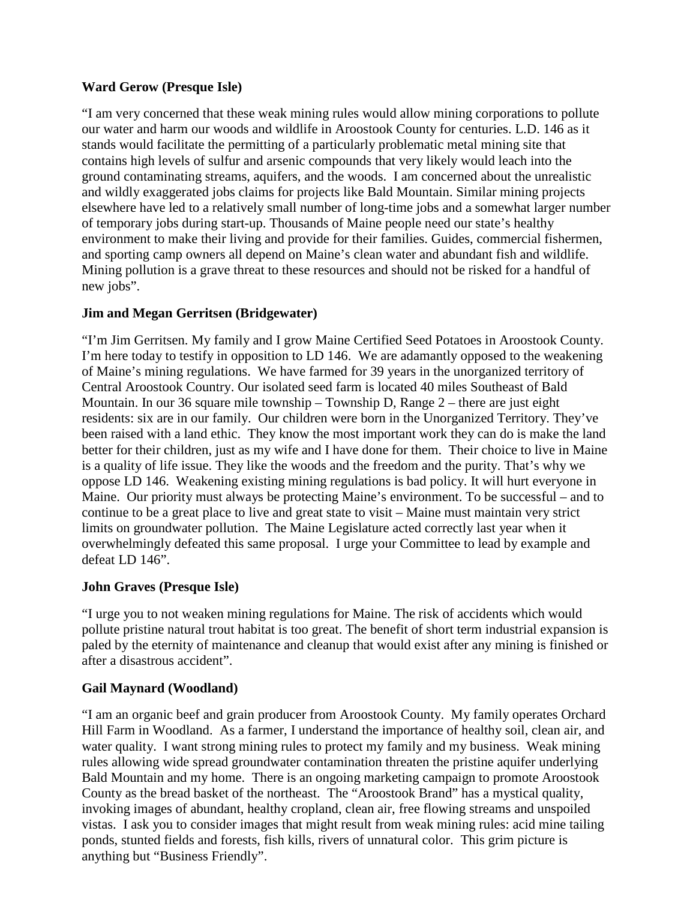**Ward Gerow (Presque Isle)**

"I am very concerned that these weak mining rules would allow mining corporations to pollute our water and harm our woods and wildlife in Aroostook County for centuries. L.D. 146 as it stands would facilitate the permitting of a particularly problematic metal mining site that contains high levels of sulfur and arsenic compounds that very likely would leach into the ground contaminating streams, aquifers, and the woods. I am concerned about the unrealistic and wildly exaggerated jobs claims for projects like Bald Mountain. Similar mining projects elsewhere have led to a relatively small number of long-time jobs and a somewhat larger number of temporary jobs during start-up. Thousands of Maine people need our state's healthy environment to make their living and provide for their families. Guides, commercial fishermen, and sporting camp owners all depend on Maine's clean water and abundant fish and wildlife. Mining pollution is a grave threat to these resources and should not be risked for a handful of new jobs".

**Jim and Megan Gerritsen (Bridgewater)**

"I'm Jim Gerritsen. My family and I grow Maine Certified Seed Potatoes in Aroostook County. I'm here today to testify in opposition to LD 146. We are adamantly opposed to the weakening of Maine's mining regulations. We have farmed for 39 years in the unorganized territory of Central Aroostook Country. Our isolated seed farm is located 40 miles Southeast of Bald Mountain. In our 36 square mile township – Township D, Range 2 – there are just eight residents: six are in our family. Our children were born in the Unorganized Territory. They've been raised with a land ethic. They know the most important work they can do is make the land better for their children, just as my wife and I have done for them. Their choice to live in Maine is a quality of life issue. They like the woods and the freedom and the purity. That's why we oppose LD 146. Weakening existing mining regulations is bad policy. It will hurt everyone in Maine. Our priority must always be protecting Maine's environment. To be successful – and to continue to be a great place to live and great state to visit – Maine must maintain very strict limits on groundwater pollution. The Maine Legislature acted correctly last year when it overwhelmingly defeated this same proposal. I urge your Committee to lead by example and defeat LD 146".

**John Graves (Presque Isle)**

"I urge you to not weaken mining regulations for Maine. The risk of accidents which would pollute pristine natural trout habitat is too great. The benefit of short term industrial expansion is paled by the eternity of maintenance and cleanup that would exist after any mining is finished or after a disastrous accident".

**Gail Maynard (Woodland)**

"I am an organic beef and grain producer from Aroostook County. My family operates Orchard Hill Farm in Woodland. As a farmer, I understand the importance of healthy soil, clean air, and water quality. I want strong mining rules to protect my family and my business. Weak mining rules allowing wide spread groundwater contamination threaten the pristine aquifer underlying Bald Mountain and my home. There is an ongoing marketing campaign to promote Aroostook County as the bread basket of the northeast. The "Aroostook Brand" has a mystical quality, invoking images of abundant, healthy cropland, clean air, free flowing streams and unspoiled vistas. I ask you to consider images that might result from weak mining rules: acid mine tailing ponds, stunted fields and forests, fish kills, rivers of unnatural color. This grim picture is anything but "Business Friendly".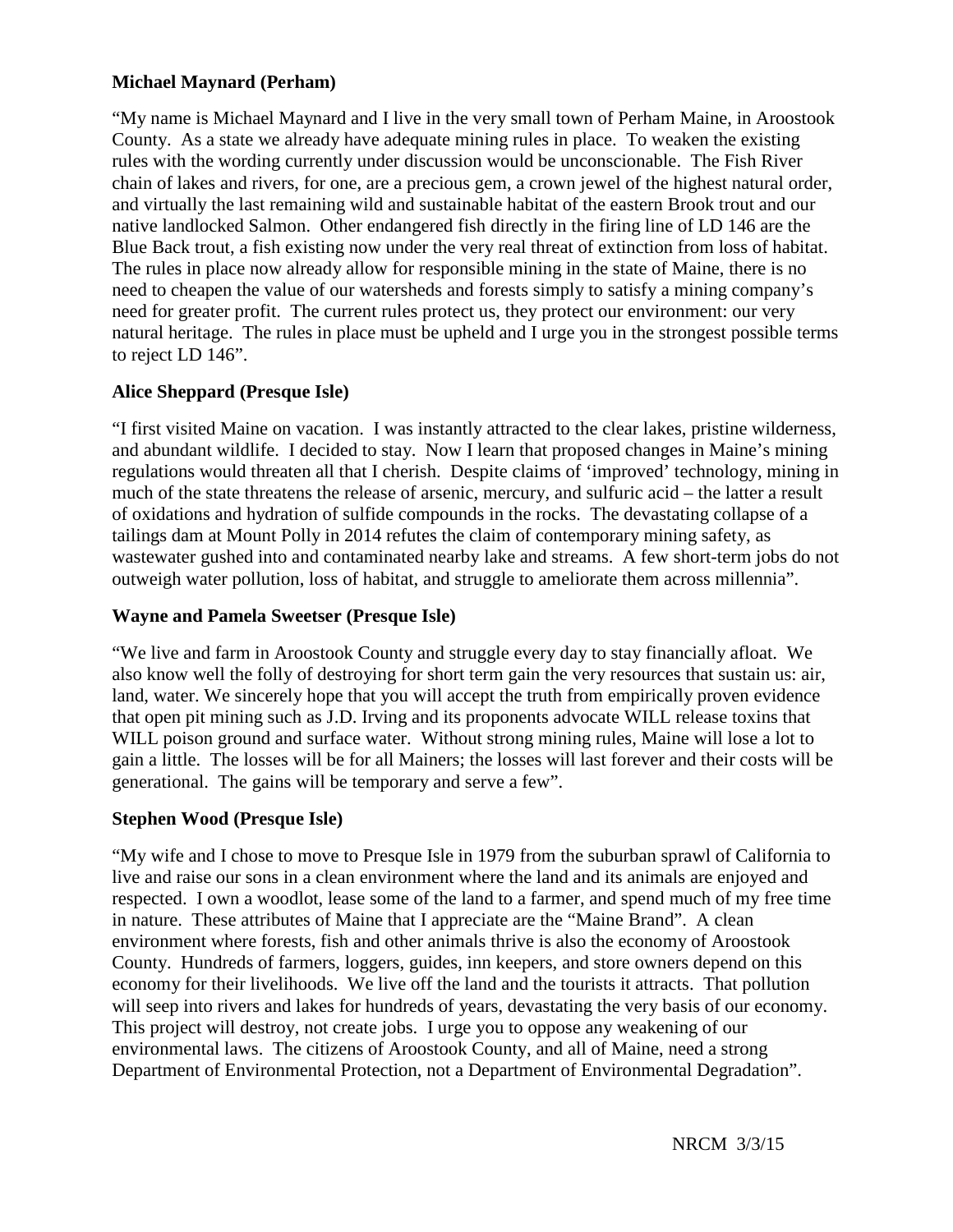**Michael Maynard (Perham)**

"My name is Michael Maynard and I live in the very small town of Perham Maine, in Aroostook County. As a state we already have adequate mining rules in place. To weaken the existing rules with the wording currently under discussion would be unconscionable. The Fish River chain of lakes and rivers, for one, are a precious gem, a crown jewel of the highest natural order, and virtually the last remaining wild and sustainable habitat of the eastern Brook trout and our native landlocked Salmon. Other endangered fish directly in the firing line of LD 146 are the Blue Back trout, a fish existing now under the very real threat of extinction from loss of habitat. The rules in place now already allow for responsible mining in the state of Maine, there is no need to cheapen the value of our watersheds and forests simply to satisfy a mining company's need for greater profit. The current rules protect us, they protect our environment: our very natural heritage. The rules in place must be upheld and I urge you in the strongest possible terms to reject LD 146".

**Alice Sheppard (Presque Isle)**

"I first visited Maine on vacation. I was instantly attracted to the clear lakes, pristine wilderness, and abundant wildlife. I decided to stay. Now I learn that proposed changes in Maine's mining regulations would threaten all that I cherish. Despite claims of 'improved' technology, mining in much of the state threatens the release of arsenic, mercury, and sulfuric acid – the latter a result of oxidations and hydration of sulfide compounds in the rocks. The devastating collapse of a tailings dam at Mount Polly in 2014 refutes the claim of contemporary mining safety, as wastewater gushed into and contaminated nearby lake and streams. A few short-term jobs do not outweigh water pollution, loss of habitat, and struggle to ameliorate them across millennia".

**Wayne and Pamela Sweetser (Presque Isle)**

"We live and farm in Aroostook County and struggle every day to stay financially afloat. We also know well the folly of destroying for short term gain the very resources that sustain us: air, land, water. We sincerely hope that you will accept the truth from empirically proven evidence that open pit mining such as J.D. Irving and its proponents advocate WILL release toxins that WILL poison ground and surface water. Without strong mining rules, Maine will lose a lot to gain a little. The losses will be for all Mainers; the losses will last forever and their costs will be generational. The gains will be temporary and serve a few".

**Stephen Wood (Presque Isle)**

"My wife and I chose to move to Presque Isle in 1979 from the suburban sprawl of California to live and raise our sons in a clean environment where the land and its animals are enjoyed and respected. I own a woodlot, lease some of the land to a farmer, and spend much of my free time in nature. These attributes of Maine that I appreciate are the "Maine Brand". A clean environment where forests, fish and other animals thrive is also the economy of Aroostook County. Hundreds of farmers, loggers, guides, inn keepers, and store owners depend on this economy for their livelihoods. We live off the land and the tourists it attracts. That pollution will seep into rivers and lakes for hundreds of years, devastating the very basis of our economy. This project will destroy, not create jobs. I urge you to oppose any weakening of our environmental laws. The citizens of Aroostook County, and all of Maine, need a strong Department of Environmental Protection, not a Department of Environmental Degradation".

NRCM 3/3/15